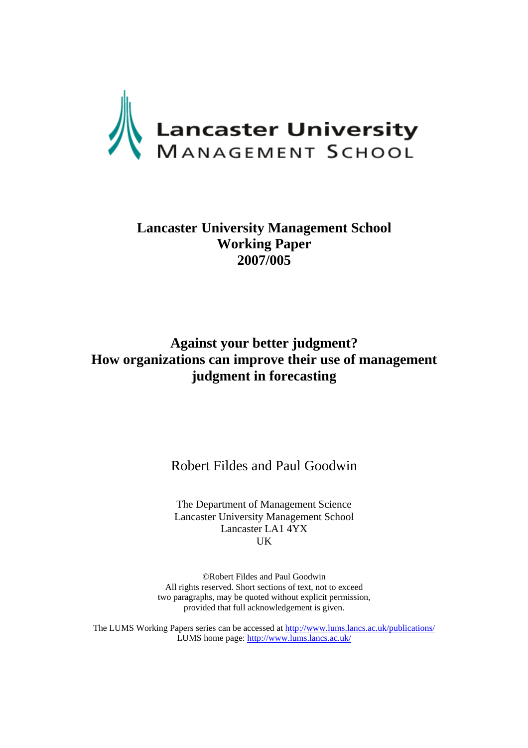Lancaster University
MANAGEMENT SCHOOL

**Lancaster University Management School**
**Working Paper**
**2007/005**

# Against your better judgment? How organizations can improve their use of management judgment in forecasting

Robert Fildes and Paul Goodwin

The Department of Management Science
Lancaster University Management School
Lancaster LA1 4YX
UK

©Robert Fildes and Paul Goodwin
All rights reserved. Short sections of text, not to exceed two paragraphs, may be quoted without explicit permission, provided that full acknowledgement is given.

The LUMS Working Papers series can be accessed at http://www.lums.lancs.ac.uk/publications/
LUMS home page: http://www.lums.lancs.ac.uk/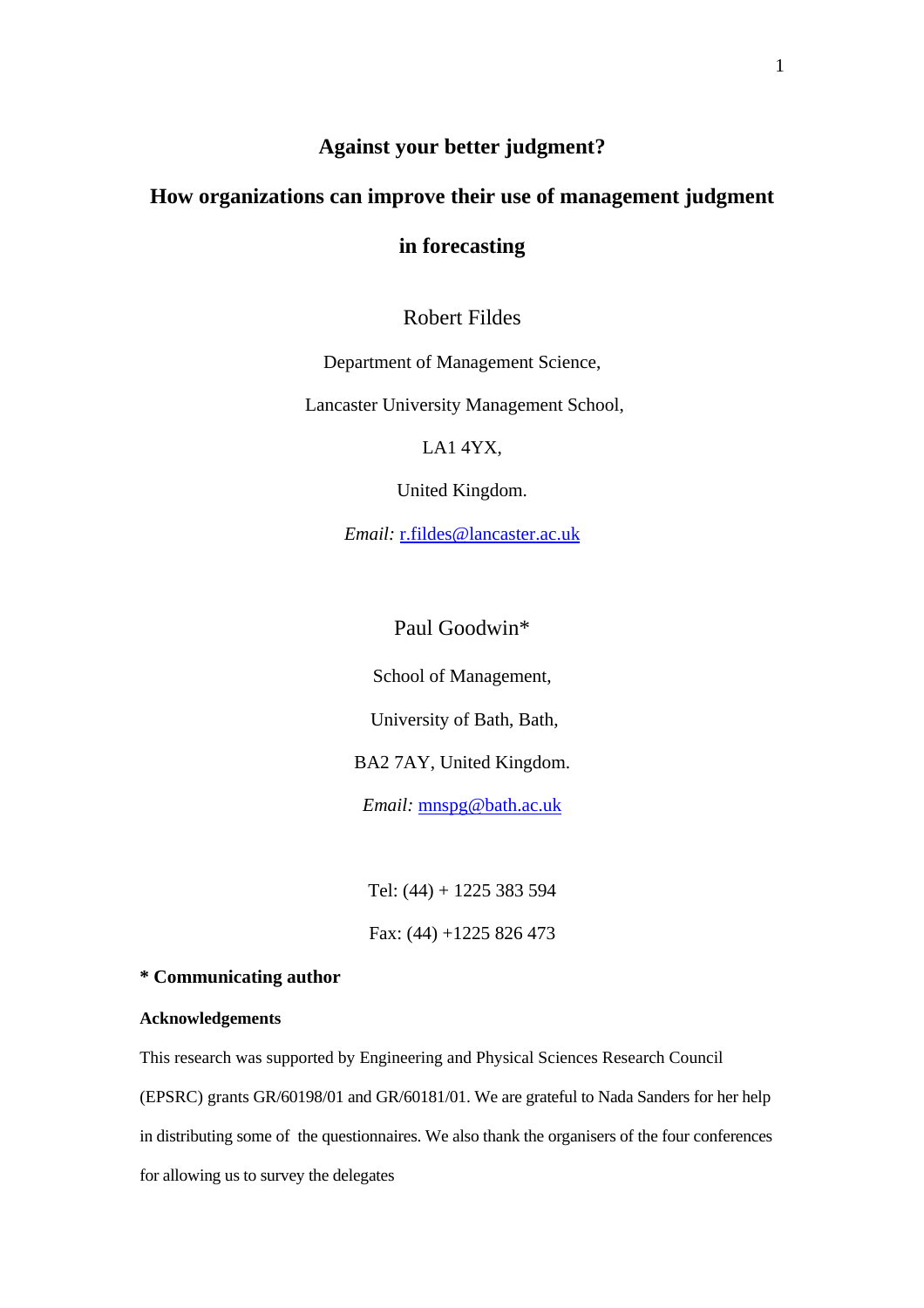# Against your better judgment?

# How organizations can improve their use of management judgment in forecasting

Robert Fildes

Department of Management Science,

Lancaster University Management School,

LA1 4YX,

United Kingdom.

*Email:* r.fildes@lancaster.ac.uk

Paul Goodwin*

School of Management,

University of Bath, Bath,

BA2 7AY, United Kingdom.

*Email:* mnspg@bath.ac.uk

Tel: (44) + 1225 383 594

Fax: (44) +1225 826 473

**\* Communicating author**

**Acknowledgements**

This research was supported by Engineering and Physical Sciences Research Council (EPSRC) grants GR/60198/01 and GR/60181/01. We are grateful to Nada Sanders for her help in distributing some of the questionnaires. We also thank the organisers of the four conferences for allowing us to survey the delegates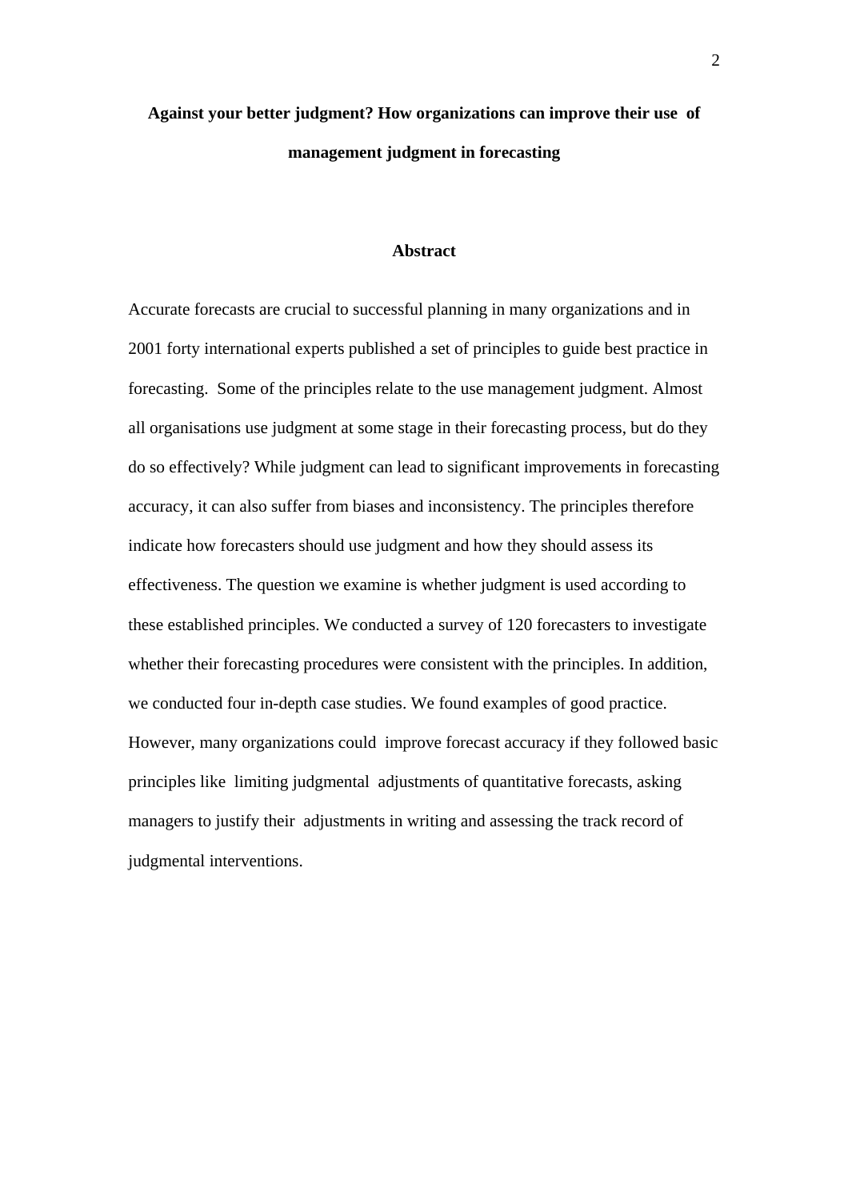# Against your better judgment? How organizations can improve their use of management judgment in forecasting

## Abstract

Accurate forecasts are crucial to successful planning in many organizations and in 2001 forty international experts published a set of principles to guide best practice in forecasting. Some of the principles relate to the use management judgment. Almost all organisations use judgment at some stage in their forecasting process, but do they do so effectively? While judgment can lead to significant improvements in forecasting accuracy, it can also suffer from biases and inconsistency. The principles therefore indicate how forecasters should use judgment and how they should assess its effectiveness. The question we examine is whether judgment is used according to these established principles. We conducted a survey of 120 forecasters to investigate whether their forecasting procedures were consistent with the principles. In addition, we conducted four in-depth case studies. We found examples of good practice. However, many organizations could improve forecast accuracy if they followed basic principles like limiting judgmental adjustments of quantitative forecasts, asking managers to justify their adjustments in writing and assessing the track record of judgmental interventions.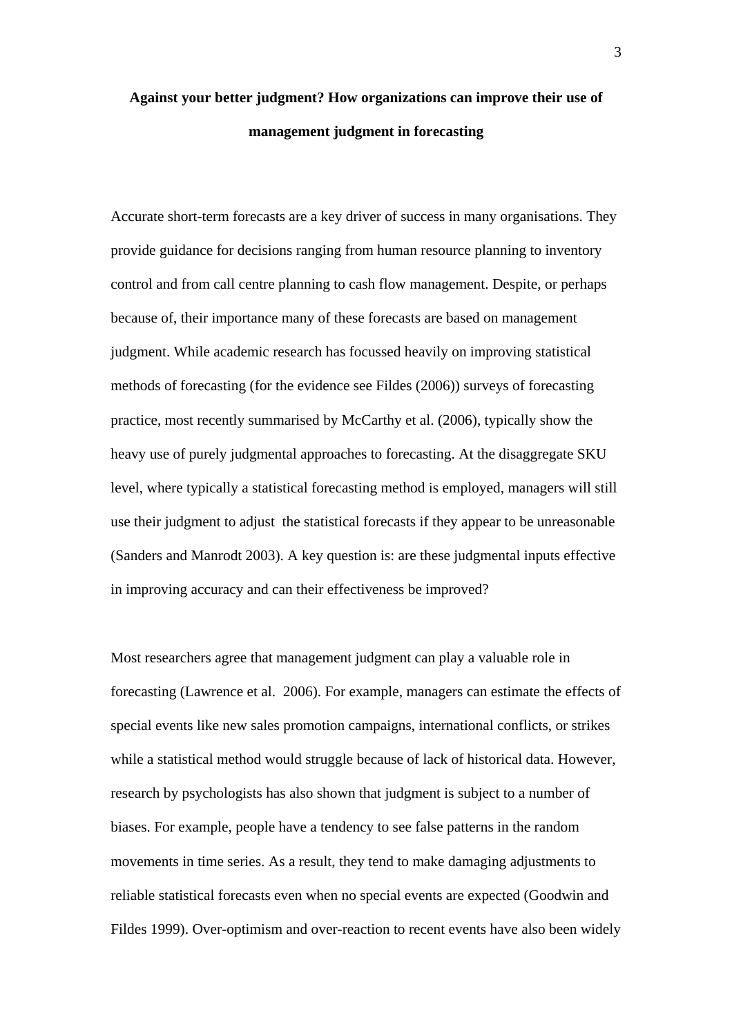**Against your better judgment? How organizations can improve their use of management judgment in forecasting**

Accurate short-term forecasts are a key driver of success in many organisations. They provide guidance for decisions ranging from human resource planning to inventory control and from call centre planning to cash flow management. Despite, or perhaps because of, their importance many of these forecasts are based on management judgment. While academic research has focussed heavily on improving statistical methods of forecasting (for the evidence see Fildes (2006)) surveys of forecasting practice, most recently summarised by McCarthy et al. (2006), typically show the heavy use of purely judgmental approaches to forecasting. At the disaggregate SKU level, where typically a statistical forecasting method is employed, managers will still use their judgment to adjust the statistical forecasts if they appear to be unreasonable (Sanders and Manrodt 2003). A key question is: are these judgmental inputs effective in improving accuracy and can their effectiveness be improved?

Most researchers agree that management judgment can play a valuable role in forecasting (Lawrence et al. 2006). For example, managers can estimate the effects of special events like new sales promotion campaigns, international conflicts, or strikes while a statistical method would struggle because of lack of historical data. However, research by psychologists has also shown that judgment is subject to a number of biases. For example, people have a tendency to see false patterns in the random movements in time series. As a result, they tend to make damaging adjustments to reliable statistical forecasts even when no special events are expected (Goodwin and Fildes 1999). Over-optimism and over-reaction to recent events have also been widely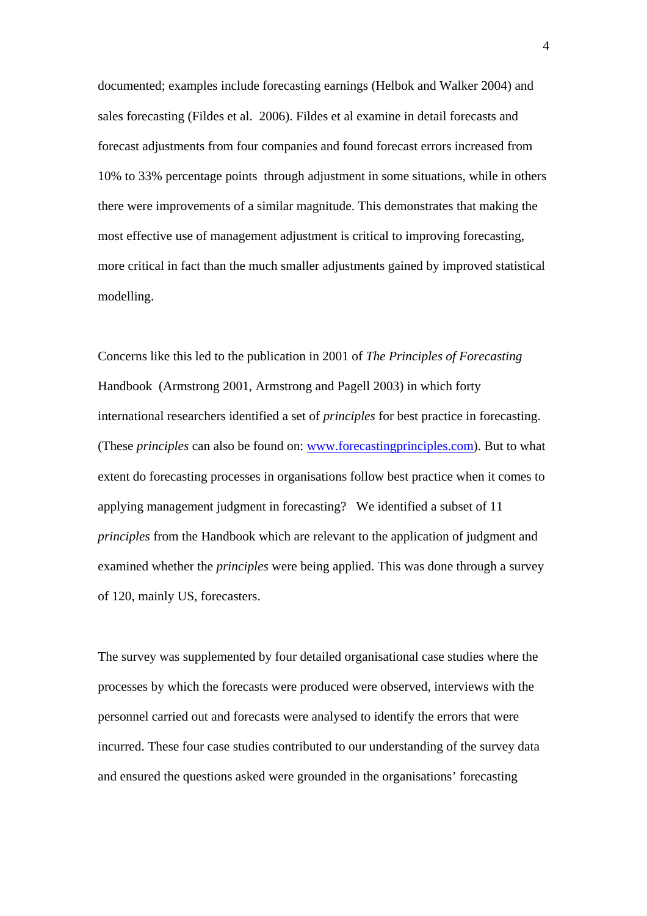documented; examples include forecasting earnings (Helbok and Walker 2004) and sales forecasting (Fildes et al. 2006). Fildes et al examine in detail forecasts and forecast adjustments from four companies and found forecast errors increased from 10% to 33% percentage points through adjustment in some situations, while in others there were improvements of a similar magnitude. This demonstrates that making the most effective use of management adjustment is critical to improving forecasting, more critical in fact than the much smaller adjustments gained by improved statistical modelling.

Concerns like this led to the publication in 2001 of *The Principles of Forecasting* Handbook (Armstrong 2001, Armstrong and Pagell 2003) in which forty international researchers identified a set of *principles* for best practice in forecasting. (These *principles* can also be found on: www.forecastingprinciples.com). But to what extent do forecasting processes in organisations follow best practice when it comes to applying management judgment in forecasting? We identified a subset of 11 *principles* from the Handbook which are relevant to the application of judgment and examined whether the *principles* were being applied. This was done through a survey of 120, mainly US, forecasters.

The survey was supplemented by four detailed organisational case studies where the processes by which the forecasts were produced were observed, interviews with the personnel carried out and forecasts were analysed to identify the errors that were incurred. These four case studies contributed to our understanding of the survey data and ensured the questions asked were grounded in the organisations' forecasting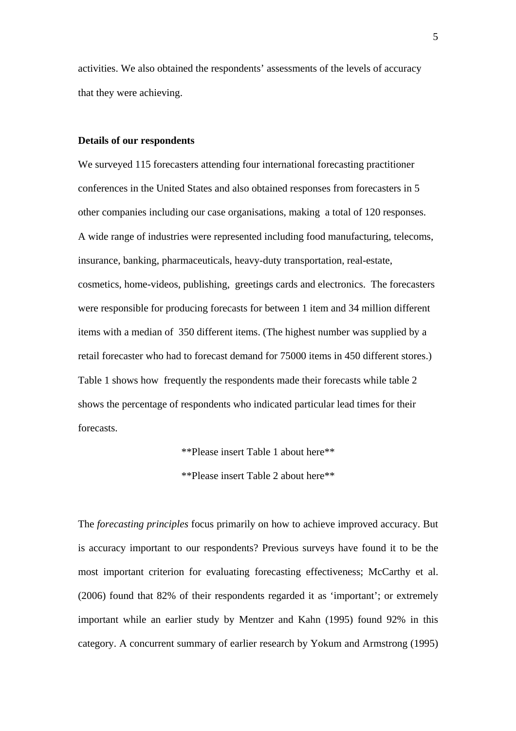activities. We also obtained the respondents' assessments of the levels of accuracy that they were achieving.

**Details of our respondents**

We surveyed 115 forecasters attending four international forecasting practitioner conferences in the United States and also obtained responses from forecasters in 5 other companies including our case organisations, making a total of 120 responses. A wide range of industries were represented including food manufacturing, telecoms, insurance, banking, pharmaceuticals, heavy-duty transportation, real-estate, cosmetics, home-videos, publishing, greetings cards and electronics. The forecasters were responsible for producing forecasts for between 1 item and 34 million different items with a median of 350 different items. (The highest number was supplied by a retail forecaster who had to forecast demand for 75000 items in 450 different stores.) Table 1 shows how frequently the respondents made their forecasts while table 2 shows the percentage of respondents who indicated particular lead times for their forecasts.

**Please insert Table 1 about here**

**Please insert Table 2 about here**

The *forecasting principles* focus primarily on how to achieve improved accuracy. But is accuracy important to our respondents? Previous surveys have found it to be the most important criterion for evaluating forecasting effectiveness; McCarthy et al. (2006) found that 82% of their respondents regarded it as 'important'; or extremely important while an earlier study by Mentzer and Kahn (1995) found 92% in this category. A concurrent summary of earlier research by Yokum and Armstrong (1995)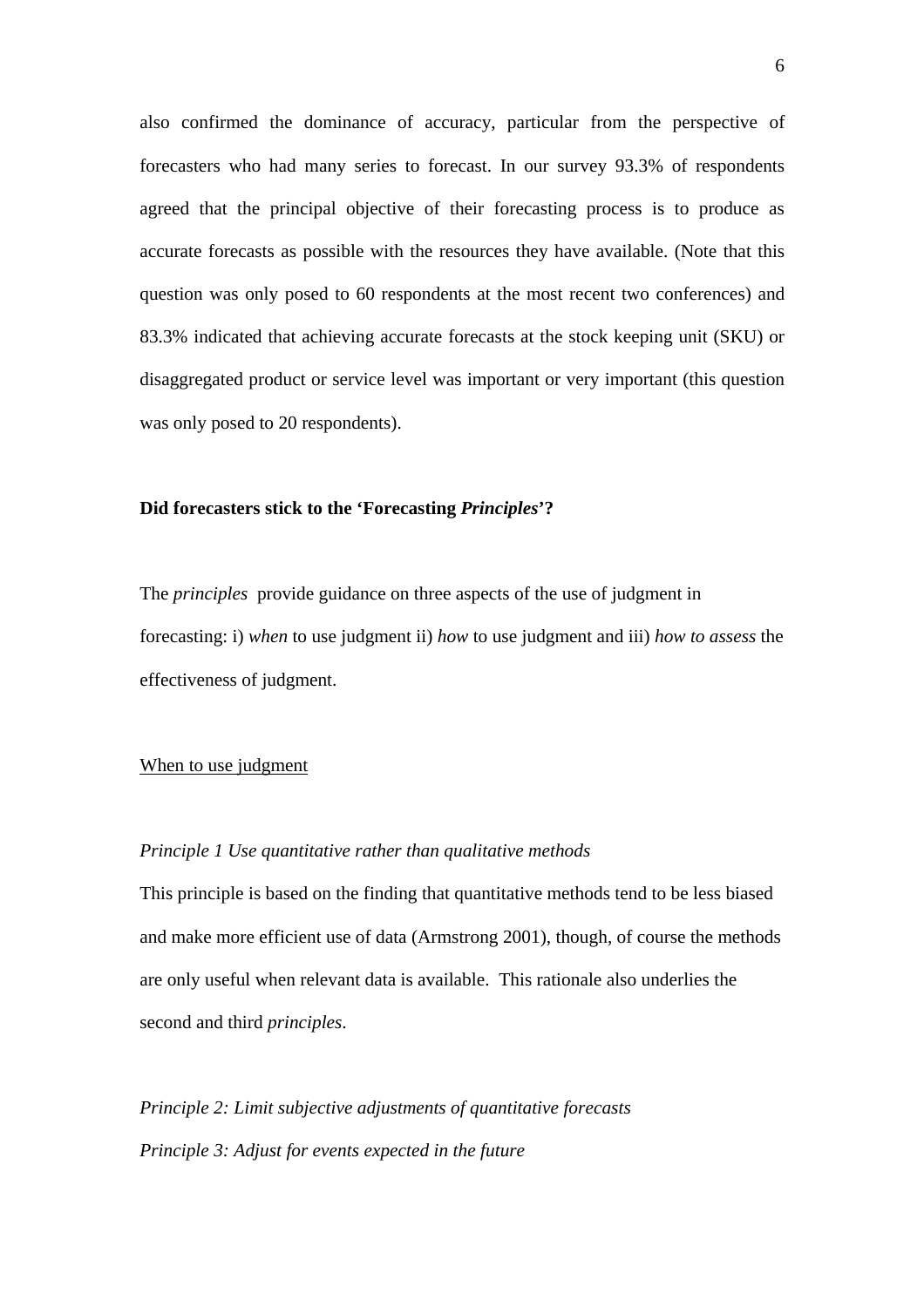also confirmed the dominance of accuracy, particular from the perspective of forecasters who had many series to forecast. In our survey 93.3% of respondents agreed that the principal objective of their forecasting process is to produce as accurate forecasts as possible with the resources they have available. (Note that this question was only posed to 60 respondents at the most recent two conferences) and 83.3% indicated that achieving accurate forecasts at the stock keeping unit (SKU) or disaggregated product or service level was important or very important (this question was only posed to 20 respondents).

## Did forecasters stick to the 'Forecasting *Principles*'?

The *principles* provide guidance on three aspects of the use of judgment in forecasting: i) *when* to use judgment ii) *how* to use judgment and iii) *how to assess* the effectiveness of judgment.

### When to use judgment

*Principle 1 Use quantitative rather than qualitative methods*

This principle is based on the finding that quantitative methods tend to be less biased and make more efficient use of data (Armstrong 2001), though, of course the methods are only useful when relevant data is available. This rationale also underlies the second and third *principles*.

*Principle 2: Limit subjective adjustments of quantitative forecasts*

*Principle 3: Adjust for events expected in the future*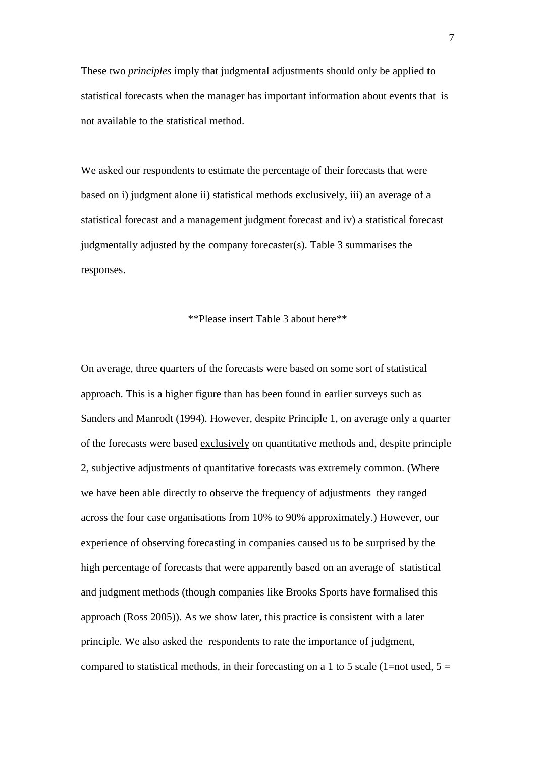These two *principles* imply that judgmental adjustments should only be applied to statistical forecasts when the manager has important information about events that is not available to the statistical method.

We asked our respondents to estimate the percentage of their forecasts that were based on i) judgment alone ii) statistical methods exclusively, iii) an average of a statistical forecast and a management judgment forecast and iv) a statistical forecast judgmentally adjusted by the company forecaster(s). Table 3 summarises the responses.

**Please insert Table 3 about here**

On average, three quarters of the forecasts were based on some sort of statistical approach. This is a higher figure than has been found in earlier surveys such as Sanders and Manrodt (1994). However, despite Principle 1, on average only a quarter of the forecasts were based <u>exclusively</u> on quantitative methods and, despite principle 2, subjective adjustments of quantitative forecasts was extremely common. (Where we have been able directly to observe the frequency of adjustments they ranged across the four case organisations from 10% to 90% approximately.) However, our experience of observing forecasting in companies caused us to be surprised by the high percentage of forecasts that were apparently based on an average of statistical and judgment methods (though companies like Brooks Sports have formalised this approach (Ross 2005)). As we show later, this practice is consistent with a later principle. We also asked the respondents to rate the importance of judgment, compared to statistical methods, in their forecasting on a 1 to 5 scale (1=not used, 5 =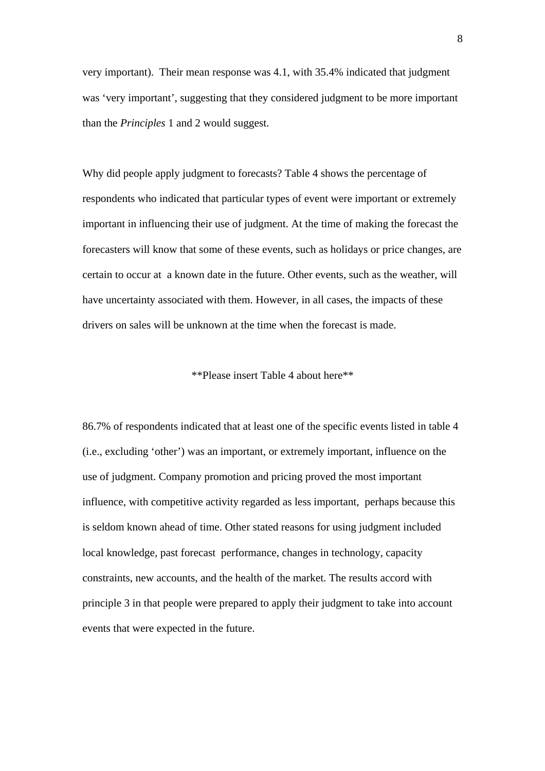very important). Their mean response was 4.1, with 35.4% indicated that judgment was 'very important', suggesting that they considered judgment to be more important than the *Principles* 1 and 2 would suggest.

Why did people apply judgment to forecasts? Table 4 shows the percentage of respondents who indicated that particular types of event were important or extremely important in influencing their use of judgment. At the time of making the forecast the forecasters will know that some of these events, such as holidays or price changes, are certain to occur at a known date in the future. Other events, such as the weather, will have uncertainty associated with them. However, in all cases, the impacts of these drivers on sales will be unknown at the time when the forecast is made.

**Please insert Table 4 about here**

86.7% of respondents indicated that at least one of the specific events listed in table 4 (i.e., excluding 'other') was an important, or extremely important, influence on the use of judgment. Company promotion and pricing proved the most important influence, with competitive activity regarded as less important, perhaps because this is seldom known ahead of time. Other stated reasons for using judgment included local knowledge, past forecast performance, changes in technology, capacity constraints, new accounts, and the health of the market. The results accord with principle 3 in that people were prepared to apply their judgment to take into account events that were expected in the future.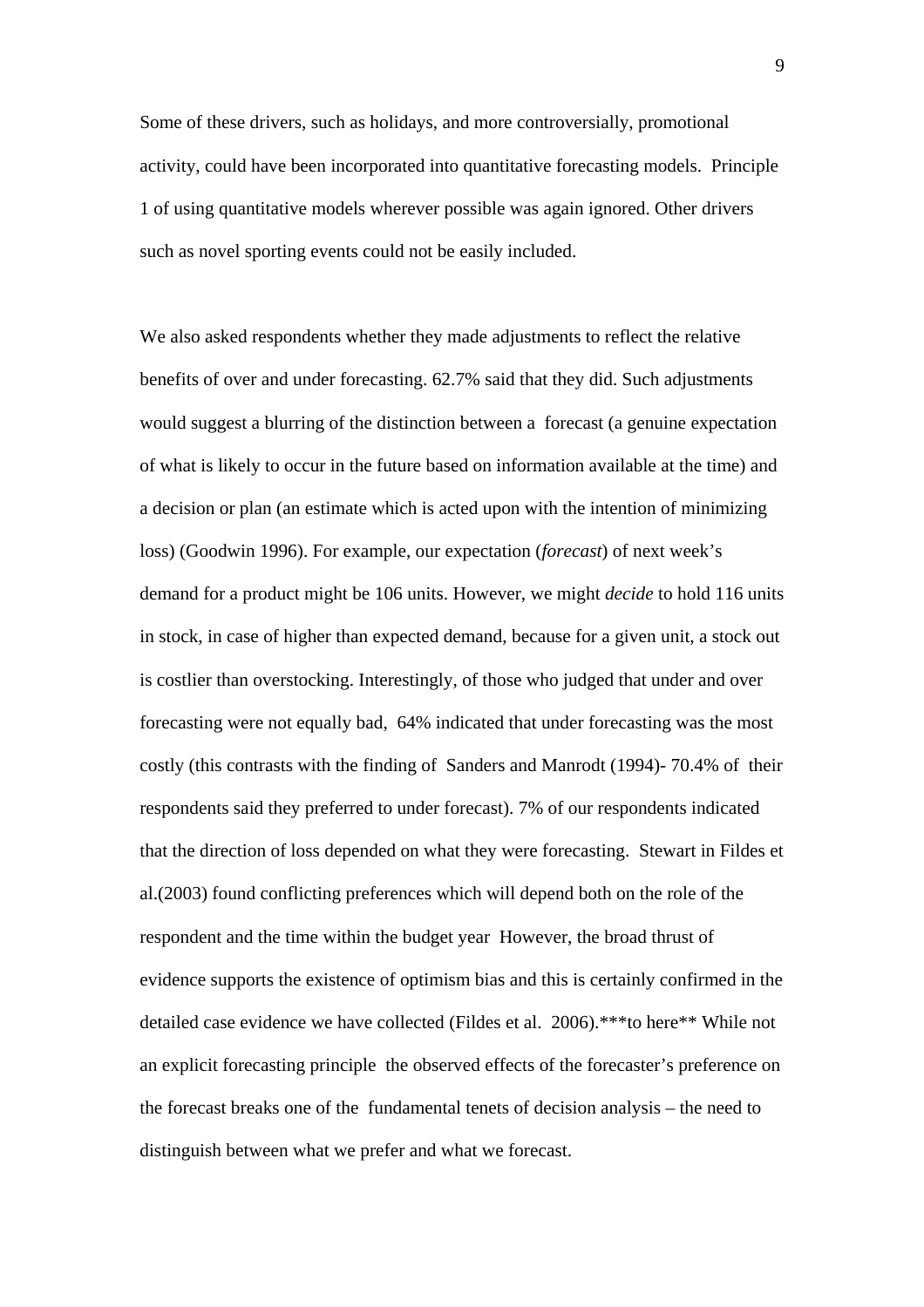Some of these drivers, such as holidays, and more controversially, promotional activity, could have been incorporated into quantitative forecasting models. Principle 1 of using quantitative models wherever possible was again ignored. Other drivers such as novel sporting events could not be easily included.

We also asked respondents whether they made adjustments to reflect the relative benefits of over and under forecasting. 62.7% said that they did. Such adjustments would suggest a blurring of the distinction between a forecast (a genuine expectation of what is likely to occur in the future based on information available at the time) and a decision or plan (an estimate which is acted upon with the intention of minimizing loss) (Goodwin 1996). For example, our expectation (*forecast*) of next week's demand for a product might be 106 units. However, we might *decide* to hold 116 units in stock, in case of higher than expected demand, because for a given unit, a stock out is costlier than overstocking. Interestingly, of those who judged that under and over forecasting were not equally bad, 64% indicated that under forecasting was the most costly (this contrasts with the finding of Sanders and Manrodt (1994)- 70.4% of their respondents said they preferred to under forecast). 7% of our respondents indicated that the direction of loss depended on what they were forecasting. Stewart in Fildes et al.(2003) found conflicting preferences which will depend both on the role of the respondent and the time within the budget year However, the broad thrust of evidence supports the existence of optimism bias and this is certainly confirmed in the detailed case evidence we have collected (Fildes et al. 2006).***to here** While not an explicit forecasting principle the observed effects of the forecaster's preference on the forecast breaks one of the fundamental tenets of decision analysis – the need to distinguish between what we prefer and what we forecast.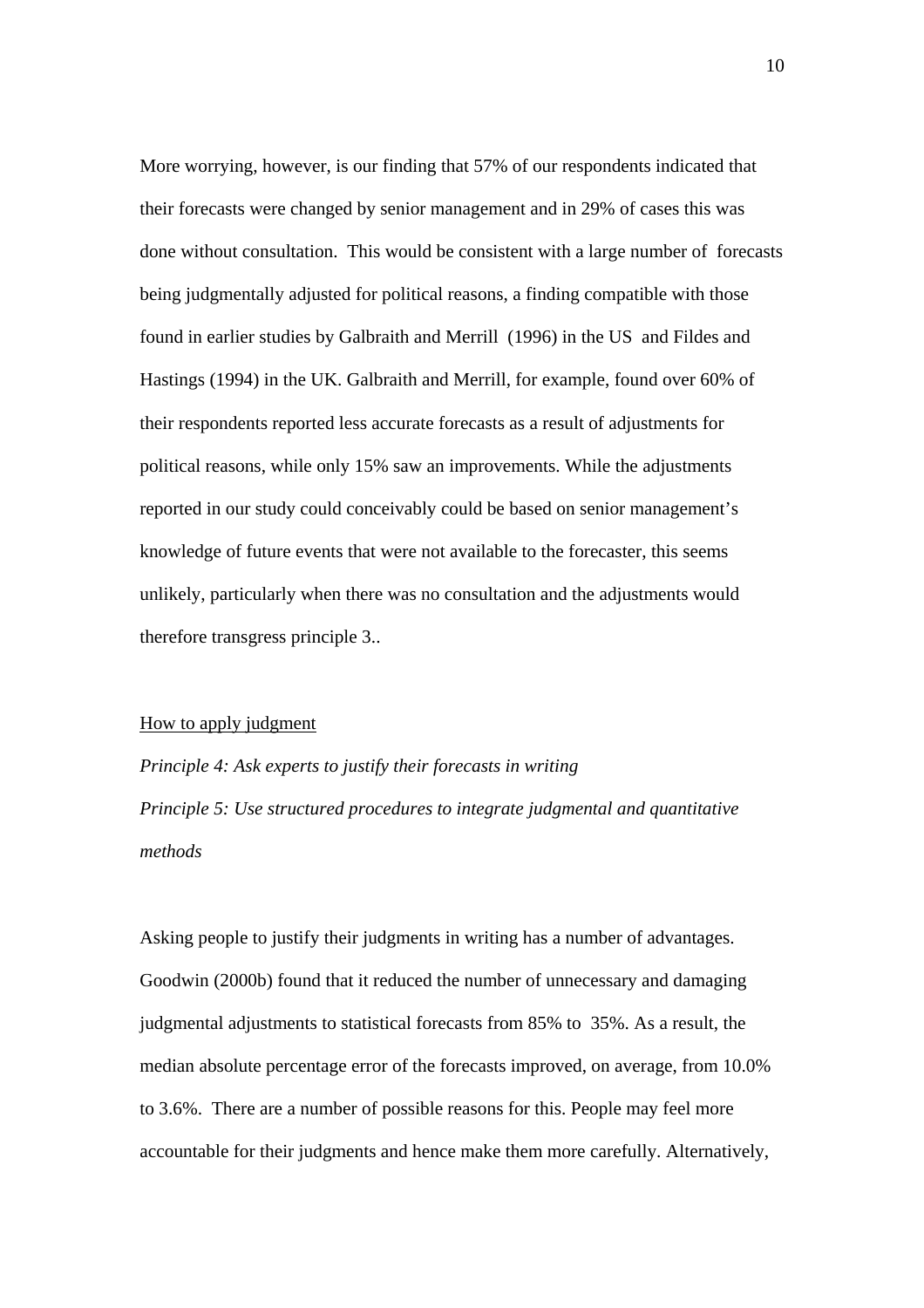More worrying, however, is our finding that 57% of our respondents indicated that their forecasts were changed by senior management and in 29% of cases this was done without consultation. This would be consistent with a large number of forecasts being judgmentally adjusted for political reasons, a finding compatible with those found in earlier studies by Galbraith and Merrill (1996) in the US and Fildes and Hastings (1994) in the UK. Galbraith and Merrill, for example, found over 60% of their respondents reported less accurate forecasts as a result of adjustments for political reasons, while only 15% saw an improvements. While the adjustments reported in our study could conceivably could be based on senior management's knowledge of future events that were not available to the forecaster, this seems unlikely, particularly when there was no consultation and the adjustments would therefore transgress principle 3..

<u>How to apply judgment</u>

*Principle 4: Ask experts to justify their forecasts in writing*

*Principle 5: Use structured procedures to integrate judgmental and quantitative methods*

Asking people to justify their judgments in writing has a number of advantages. Goodwin (2000b) found that it reduced the number of unnecessary and damaging judgmental adjustments to statistical forecasts from 85% to 35%. As a result, the median absolute percentage error of the forecasts improved, on average, from 10.0% to 3.6%. There are a number of possible reasons for this. People may feel more accountable for their judgments and hence make them more carefully. Alternatively,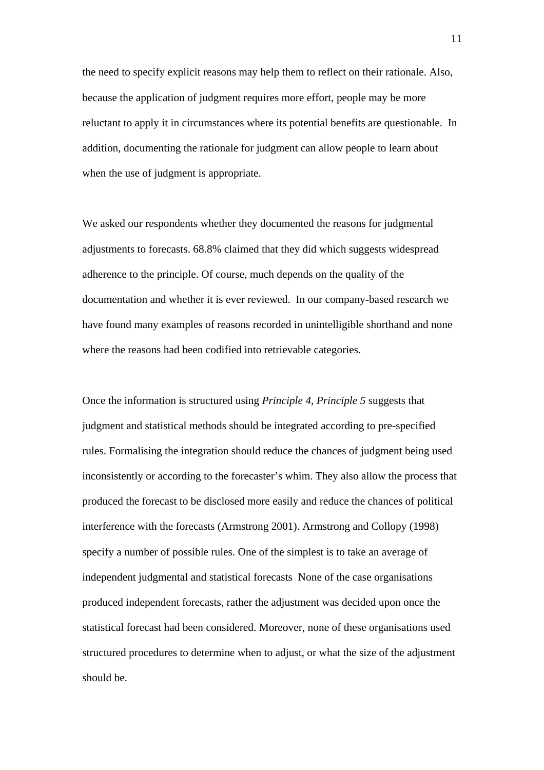the need to specify explicit reasons may help them to reflect on their rationale. Also, because the application of judgment requires more effort, people may be more reluctant to apply it in circumstances where its potential benefits are questionable. In addition, documenting the rationale for judgment can allow people to learn about when the use of judgment is appropriate.

We asked our respondents whether they documented the reasons for judgmental adjustments to forecasts. 68.8% claimed that they did which suggests widespread adherence to the principle. Of course, much depends on the quality of the documentation and whether it is ever reviewed. In our company-based research we have found many examples of reasons recorded in unintelligible shorthand and none where the reasons had been codified into retrievable categories.

Once the information is structured using *Principle 4*, *Principle 5* suggests that judgment and statistical methods should be integrated according to pre-specified rules. Formalising the integration should reduce the chances of judgment being used inconsistently or according to the forecaster's whim. They also allow the process that produced the forecast to be disclosed more easily and reduce the chances of political interference with the forecasts (Armstrong 2001). Armstrong and Collopy (1998) specify a number of possible rules. One of the simplest is to take an average of independent judgmental and statistical forecasts None of the case organisations produced independent forecasts, rather the adjustment was decided upon once the statistical forecast had been considered. Moreover, none of these organisations used structured procedures to determine when to adjust, or what the size of the adjustment should be.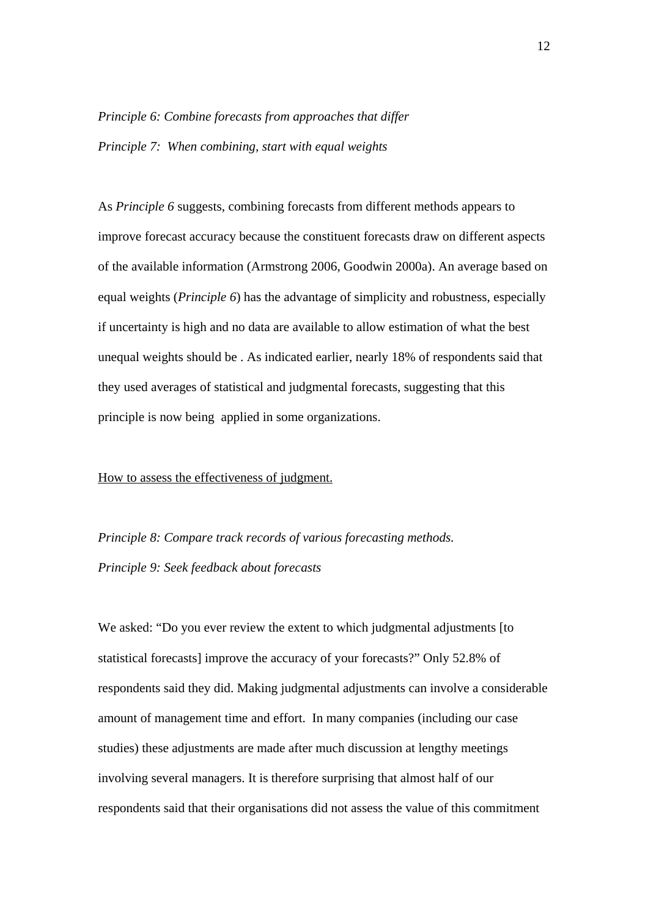*Principle 6: Combine forecasts from approaches that differ*

*Principle 7: When combining, start with equal weights*

As *Principle 6* suggests, combining forecasts from different methods appears to improve forecast accuracy because the constituent forecasts draw on different aspects of the available information (Armstrong 2006, Goodwin 2000a). An average based on equal weights (*Principle 6*) has the advantage of simplicity and robustness, especially if uncertainty is high and no data are available to allow estimation of what the best unequal weights should be . As indicated earlier, nearly 18% of respondents said that they used averages of statistical and judgmental forecasts, suggesting that this principle is now being applied in some organizations.

<u>How to assess the effectiveness of judgment.</u>

*Principle 8: Compare track records of various forecasting methods.*

*Principle 9: Seek feedback about forecasts*

We asked: "Do you ever review the extent to which judgmental adjustments [to statistical forecasts] improve the accuracy of your forecasts?" Only 52.8% of respondents said they did. Making judgmental adjustments can involve a considerable amount of management time and effort. In many companies (including our case studies) these adjustments are made after much discussion at lengthy meetings involving several managers. It is therefore surprising that almost half of our respondents said that their organisations did not assess the value of this commitment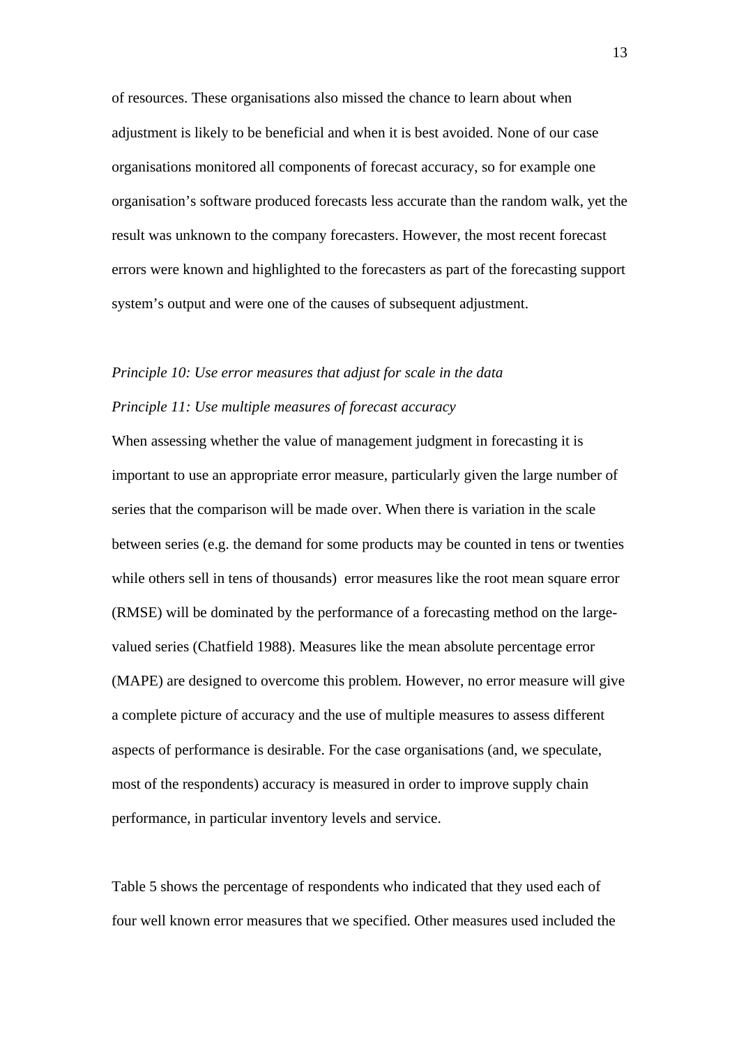of resources. These organisations also missed the chance to learn about when adjustment is likely to be beneficial and when it is best avoided. None of our case organisations monitored all components of forecast accuracy, so for example one organisation's software produced forecasts less accurate than the random walk, yet the result was unknown to the company forecasters. However, the most recent forecast errors were known and highlighted to the forecasters as part of the forecasting support system's output and were one of the causes of subsequent adjustment.

*Principle 10: Use error measures that adjust for scale in the data*

*Principle 11: Use multiple measures of forecast accuracy*

When assessing whether the value of management judgment in forecasting it is important to use an appropriate error measure, particularly given the large number of series that the comparison will be made over. When there is variation in the scale between series (e.g. the demand for some products may be counted in tens or twenties while others sell in tens of thousands) error measures like the root mean square error (RMSE) will be dominated by the performance of a forecasting method on the large-valued series (Chatfield 1988). Measures like the mean absolute percentage error (MAPE) are designed to overcome this problem. However, no error measure will give a complete picture of accuracy and the use of multiple measures to assess different aspects of performance is desirable. For the case organisations (and, we speculate, most of the respondents) accuracy is measured in order to improve supply chain performance, in particular inventory levels and service.

Table 5 shows the percentage of respondents who indicated that they used each of four well known error measures that we specified. Other measures used included the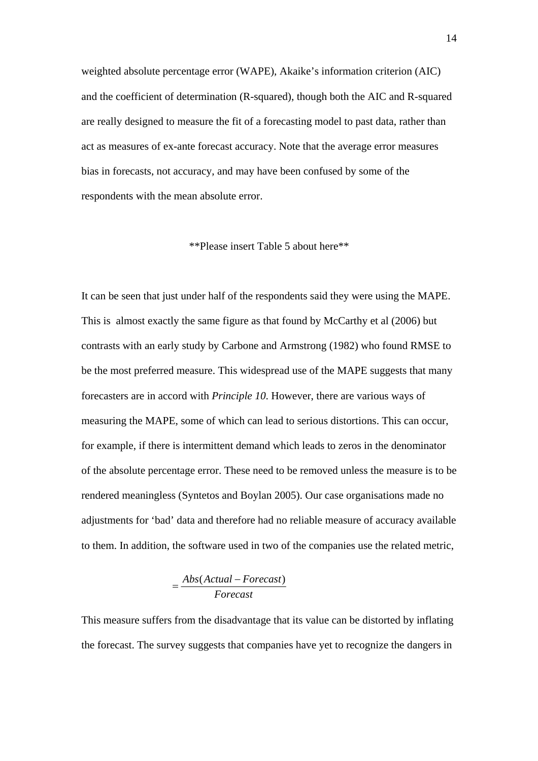weighted absolute percentage error (WAPE), Akaike's information criterion (AIC) and the coefficient of determination (R-squared), though both the AIC and R-squared are really designed to measure the fit of a forecasting model to past data, rather than act as measures of ex-ante forecast accuracy. Note that the average error measures bias in forecasts, not accuracy, and may have been confused by some of the respondents with the mean absolute error.

**Please insert Table 5 about here**

It can be seen that just under half of the respondents said they were using the MAPE. This is almost exactly the same figure as that found by McCarthy et al (2006) but contrasts with an early study by Carbone and Armstrong (1982) who found RMSE to be the most preferred measure. This widespread use of the MAPE suggests that many forecasters are in accord with *Principle 10*. However, there are various ways of measuring the MAPE, some of which can lead to serious distortions. This can occur, for example, if there is intermittent demand which leads to zeros in the denominator of the absolute percentage error. These need to be removed unless the measure is to be rendered meaningless (Syntetos and Boylan 2005). Our case organisations made no adjustments for 'bad' data and therefore had no reliable measure of accuracy available to them. In addition, the software used in two of the companies use the related metric,

$$= \frac{Abs(Actual - Forecast)}{Forecast}$$

This measure suffers from the disadvantage that its value can be distorted by inflating the forecast. The survey suggests that companies have yet to recognize the dangers in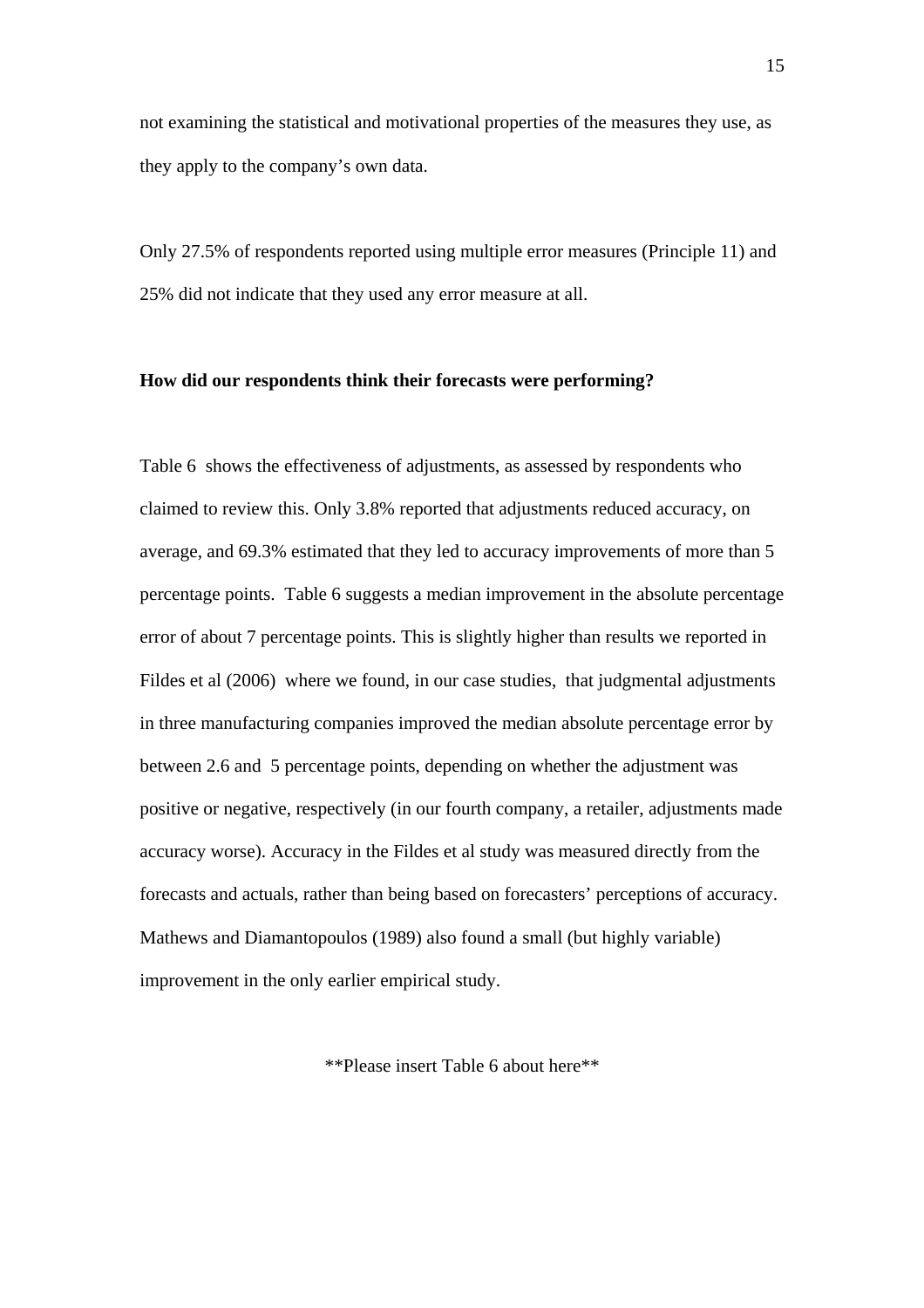not examining the statistical and motivational properties of the measures they use, as they apply to the company's own data.

Only 27.5% of respondents reported using multiple error measures (Principle 11) and 25% did not indicate that they used any error measure at all.

**How did our respondents think their forecasts were performing?**

Table 6 shows the effectiveness of adjustments, as assessed by respondents who claimed to review this. Only 3.8% reported that adjustments reduced accuracy, on average, and 69.3% estimated that they led to accuracy improvements of more than 5 percentage points. Table 6 suggests a median improvement in the absolute percentage error of about 7 percentage points. This is slightly higher than results we reported in Fildes et al (2006) where we found, in our case studies, that judgmental adjustments in three manufacturing companies improved the median absolute percentage error by between 2.6 and 5 percentage points, depending on whether the adjustment was positive or negative, respectively (in our fourth company, a retailer, adjustments made accuracy worse). Accuracy in the Fildes et al study was measured directly from the forecasts and actuals, rather than being based on forecasters' perceptions of accuracy. Mathews and Diamantopoulos (1989) also found a small (but highly variable) improvement in the only earlier empirical study.

**Please insert Table 6 about here**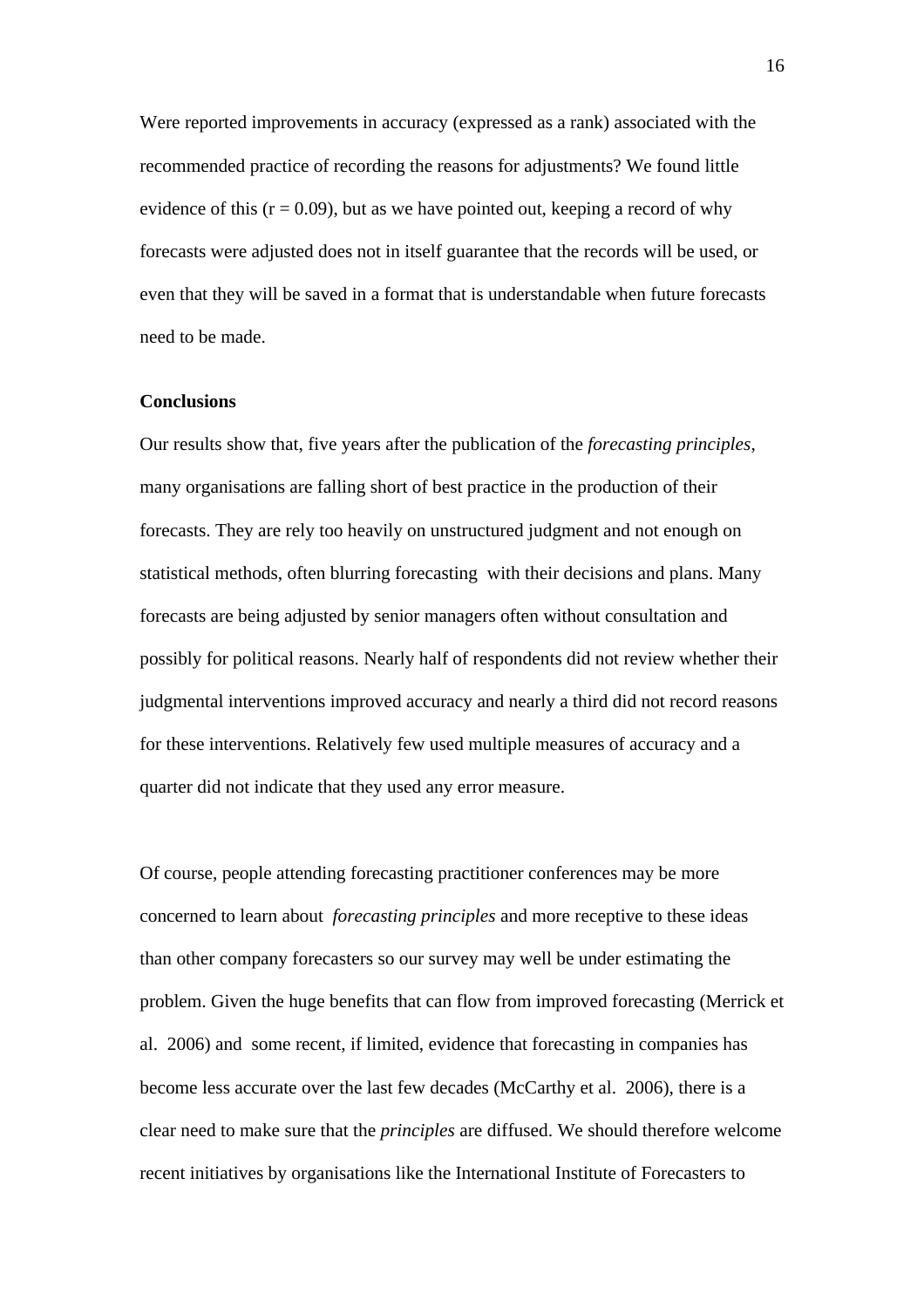Were reported improvements in accuracy (expressed as a rank) associated with the recommended practice of recording the reasons for adjustments? We found little evidence of this ($r = 0.09$), but as we have pointed out, keeping a record of why forecasts were adjusted does not in itself guarantee that the records will be used, or even that they will be saved in a format that is understandable when future forecasts need to be made.

**Conclusions**

Our results show that, five years after the publication of the *forecasting principles*, many organisations are falling short of best practice in the production of their forecasts. They are rely too heavily on unstructured judgment and not enough on statistical methods, often blurring forecasting with their decisions and plans. Many forecasts are being adjusted by senior managers often without consultation and possibly for political reasons. Nearly half of respondents did not review whether their judgmental interventions improved accuracy and nearly a third did not record reasons for these interventions. Relatively few used multiple measures of accuracy and a quarter did not indicate that they used any error measure.

Of course, people attending forecasting practitioner conferences may be more concerned to learn about *forecasting principles* and more receptive to these ideas than other company forecasters so our survey may well be under estimating the problem. Given the huge benefits that can flow from improved forecasting (Merrick et al. 2006) and some recent, if limited, evidence that forecasting in companies has become less accurate over the last few decades (McCarthy et al. 2006), there is a clear need to make sure that the *principles* are diffused. We should therefore welcome recent initiatives by organisations like the International Institute of Forecasters to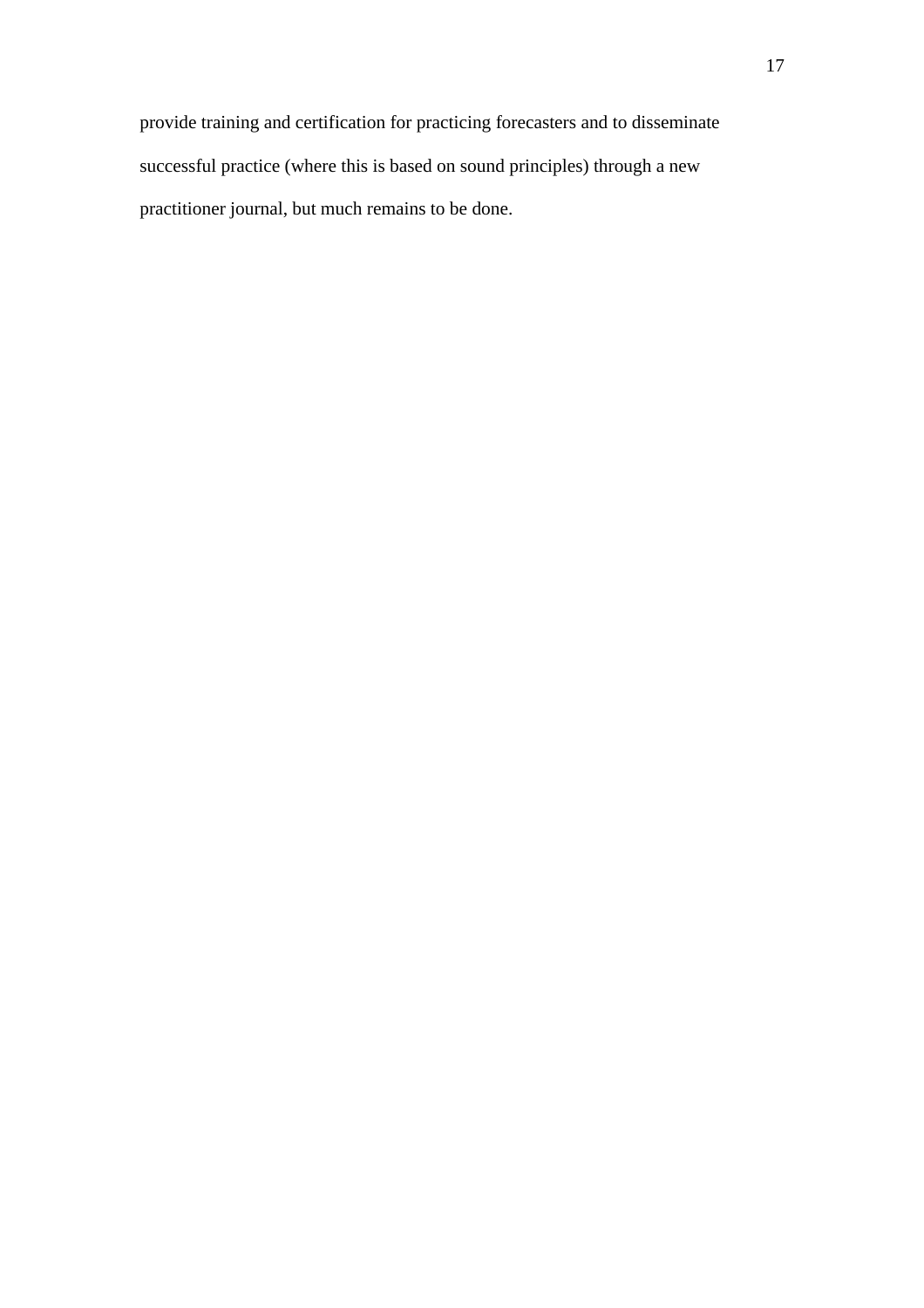provide training and certification for practicing forecasters and to disseminate successful practice (where this is based on sound principles) through a new practitioner journal, but much remains to be done.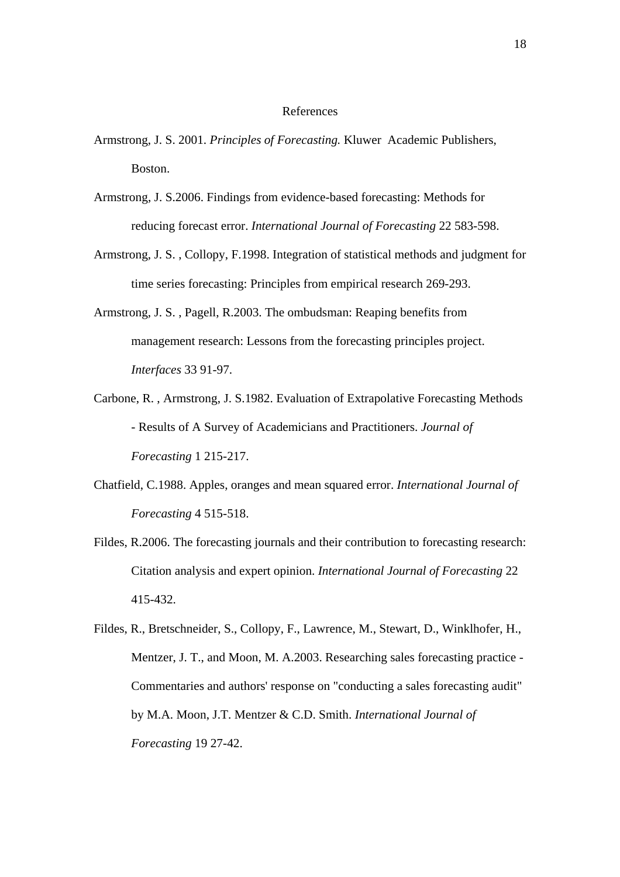# References

Armstrong, J. S. 2001. *Principles of Forecasting.* Kluwer Academic Publishers, Boston.

Armstrong, J. S.2006. Findings from evidence-based forecasting: Methods for reducing forecast error. *International Journal of Forecasting* 22 583-598.

Armstrong, J. S. , Collopy, F.1998. Integration of statistical methods and judgment for time series forecasting: Principles from empirical research 269-293.

Armstrong, J. S. , Pagell, R.2003. The ombudsman: Reaping benefits from management research: Lessons from the forecasting principles project. *Interfaces* 33 91-97.

Carbone, R. , Armstrong, J. S.1982. Evaluation of Extrapolative Forecasting Methods - Results of A Survey of Academicians and Practitioners. *Journal of Forecasting* 1 215-217.

Chatfield, C.1988. Apples, oranges and mean squared error. *International Journal of Forecasting* 4 515-518.

Fildes, R.2006. The forecasting journals and their contribution to forecasting research: Citation analysis and expert opinion. *International Journal of Forecasting* 22 415-432.

Fildes, R., Bretschneider, S., Collopy, F., Lawrence, M., Stewart, D., Winklhofer, H., Mentzer, J. T., and Moon, M. A.2003. Researching sales forecasting practice - Commentaries and authors' response on "conducting a sales forecasting audit" by M.A. Moon, J.T. Mentzer & C.D. Smith. *International Journal of Forecasting* 19 27-42.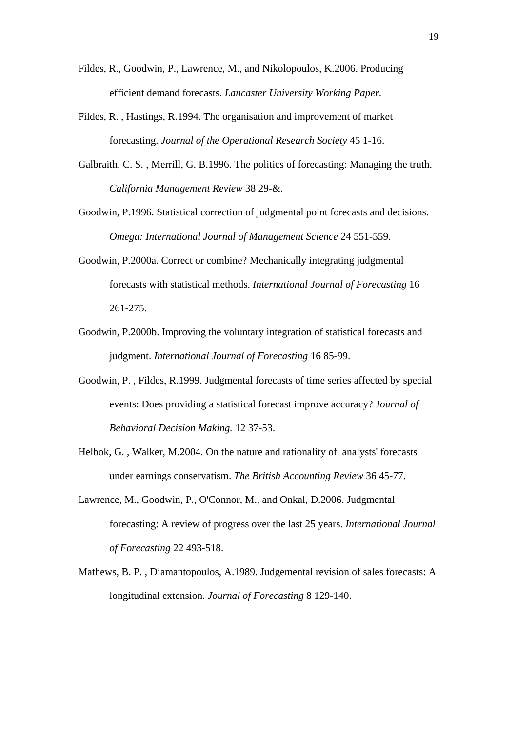Fildes, R., Goodwin, P., Lawrence, M., and Nikolopoulos, K.2006. Producing efficient demand forecasts. *Lancaster University Working Paper.*

Fildes, R. , Hastings, R.1994. The organisation and improvement of market forecasting. *Journal of the Operational Research Society* 45 1-16.

Galbraith, C. S. , Merrill, G. B.1996. The politics of forecasting: Managing the truth. *California Management Review* 38 29-&.

Goodwin, P.1996. Statistical correction of judgmental point forecasts and decisions. *Omega: International Journal of Management Science* 24 551-559.

Goodwin, P.2000a. Correct or combine? Mechanically integrating judgmental forecasts with statistical methods. *International Journal of Forecasting* 16 261-275.

Goodwin, P.2000b. Improving the voluntary integration of statistical forecasts and judgment. *International Journal of Forecasting* 16 85-99.

Goodwin, P. , Fildes, R.1999. Judgmental forecasts of time series affected by special events: Does providing a statistical forecast improve accuracy? *Journal of Behavioral Decision Making.* 12 37-53.

Helbok, G. , Walker, M.2004. On the nature and rationality of analysts' forecasts under earnings conservatism. *The British Accounting Review* 36 45-77.

Lawrence, M., Goodwin, P., O'Connor, M., and Onkal, D.2006. Judgmental forecasting: A review of progress over the last 25 years. *International Journal of Forecasting* 22 493-518.

Mathews, B. P. , Diamantopoulos, A.1989. Judgemental revision of sales forecasts: A longitudinal extension. *Journal of Forecasting* 8 129-140.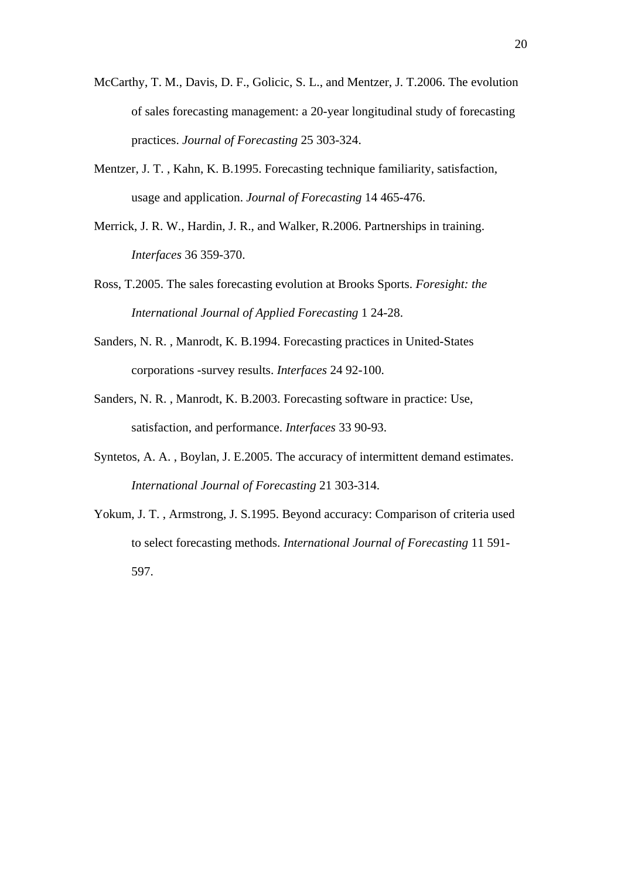McCarthy, T. M., Davis, D. F., Golicic, S. L., and Mentzer, J. T.2006. The evolution of sales forecasting management: a 20-year longitudinal study of forecasting practices. *Journal of Forecasting* 25 303-324.

Mentzer, J. T. , Kahn, K. B.1995. Forecasting technique familiarity, satisfaction, usage and application. *Journal of Forecasting* 14 465-476.

Merrick, J. R. W., Hardin, J. R., and Walker, R.2006. Partnerships in training. *Interfaces* 36 359-370.

Ross, T.2005. The sales forecasting evolution at Brooks Sports. *Foresight: the International Journal of Applied Forecasting* 1 24-28.

Sanders, N. R. , Manrodt, K. B.1994. Forecasting practices in United-States corporations -survey results. *Interfaces* 24 92-100.

Sanders, N. R. , Manrodt, K. B.2003. Forecasting software in practice: Use, satisfaction, and performance. *Interfaces* 33 90-93.

Syntetos, A. A. , Boylan, J. E.2005. The accuracy of intermittent demand estimates. *International Journal of Forecasting* 21 303-314.

Yokum, J. T. , Armstrong, J. S.1995. Beyond accuracy: Comparison of criteria used to select forecasting methods. *International Journal of Forecasting* 11 591-597.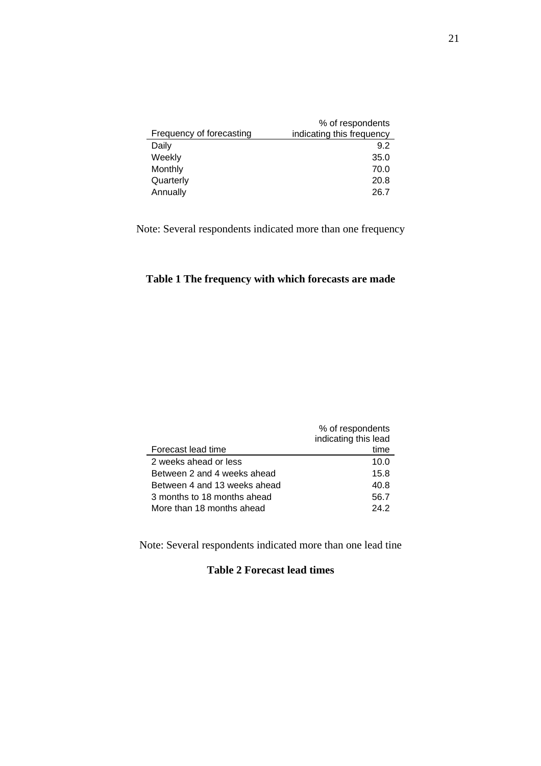| Frequency of forecasting | % of respondents indicating this frequency |
|---|---|
| Daily | 9.2 |
| Weekly | 35.0 |
| Monthly | 70.0 |
| Quarterly | 20.8 |
| Annually | 26.7 |

Note: Several respondents indicated more than one frequency

**Table 1 The frequency with which forecasts are made**

| Forecast lead time | % of respondents indicating this lead time |
|---|---|
| 2 weeks ahead or less | 10.0 |
| Between 2 and 4 weeks ahead | 15.8 |
| Between 4 and 13 weeks ahead | 40.8 |
| 3 months to 18 months ahead | 56.7 |
| More than 18 months ahead | 24.2 |

Note: Several respondents indicated more than one lead tine

**Table 2 Forecast lead times**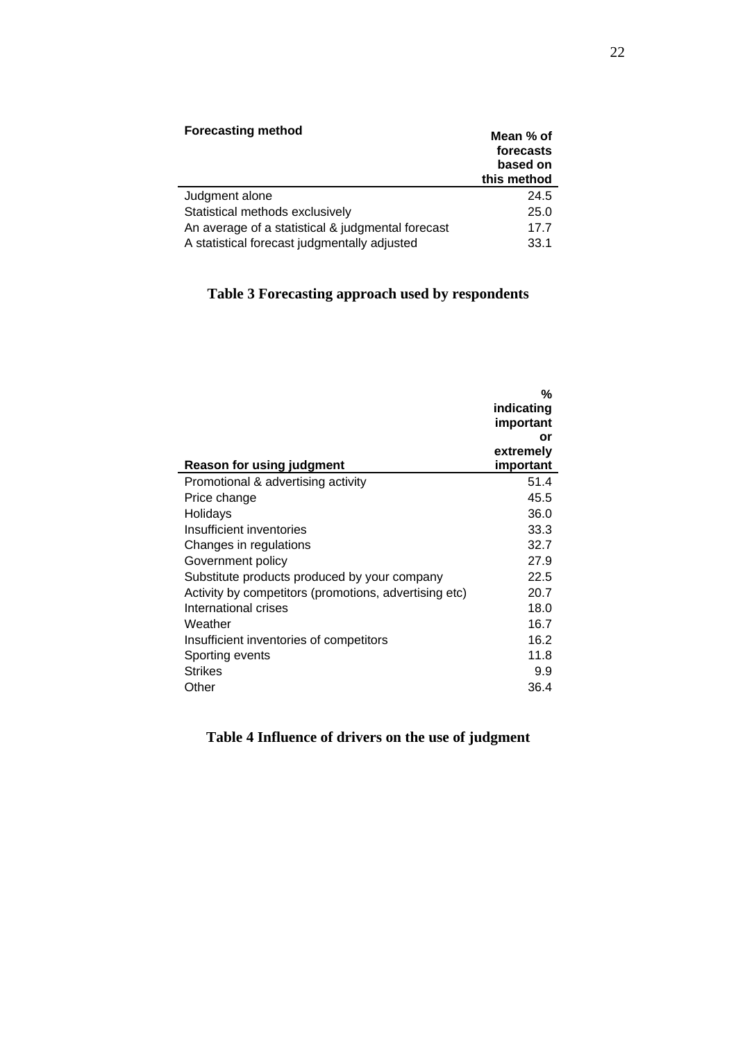| Forecasting method | Mean % of forecasts based on this method |
|---|---|
| Judgment alone | 24.5 |
| Statistical methods exclusively | 25.0 |
| An average of a statistical & judgmental forecast | 17.7 |
| A statistical forecast judgmentally adjusted | 33.1 |

**Table 3 Forecasting approach used by respondents**

| Reason for using judgment | % indicating important or extremely important |
|---|---|
| Promotional & advertising activity | 51.4 |
| Price change | 45.5 |
| Holidays | 36.0 |
| Insufficient inventories | 33.3 |
| Changes in regulations | 32.7 |
| Government policy | 27.9 |
| Substitute products produced by your company | 22.5 |
| Activity by competitors (promotions, advertising etc) | 20.7 |
| International crises | 18.0 |
| Weather | 16.7 |
| Insufficient inventories of competitors | 16.2 |
| Sporting events | 11.8 |
| Strikes | 9.9 |
| Other | 36.4 |

**Table 4 Influence of drivers on the use of judgment**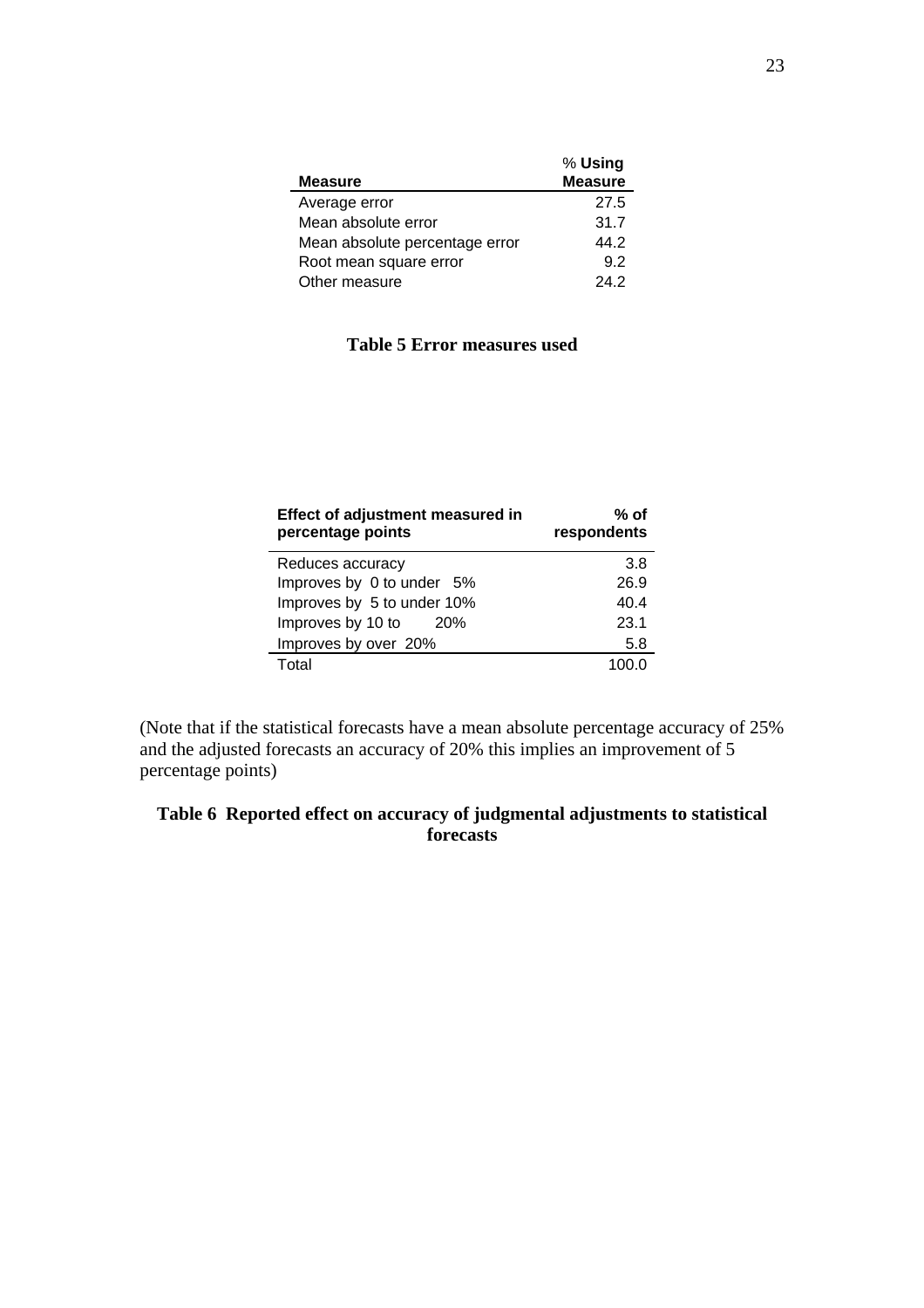| Measure | % Using Measure |
|---|---|
| Average error | 27.5 |
| Mean absolute error | 31.7 |
| Mean absolute percentage error | 44.2 |
| Root mean square error | 9.2 |
| Other measure | 24.2 |

**Table 5 Error measures used**

| Effect of adjustment measured in percentage points | % of respondents |
|---|---|
| Reduces accuracy | 3.8 |
| Improves by 0 to under 5% | 26.9 |
| Improves by 5 to under 10% | 40.4 |
| Improves by 10 to 20% | 23.1 |
| Improves by over 20% | 5.8 |
| Total | 100.0 |

(Note that if the statistical forecasts have a mean absolute percentage accuracy of 25% and the adjusted forecasts an accuracy of 20% this implies an improvement of 5 percentage points)

**Table 6 Reported effect on accuracy of judgmental adjustments to statistical forecasts**